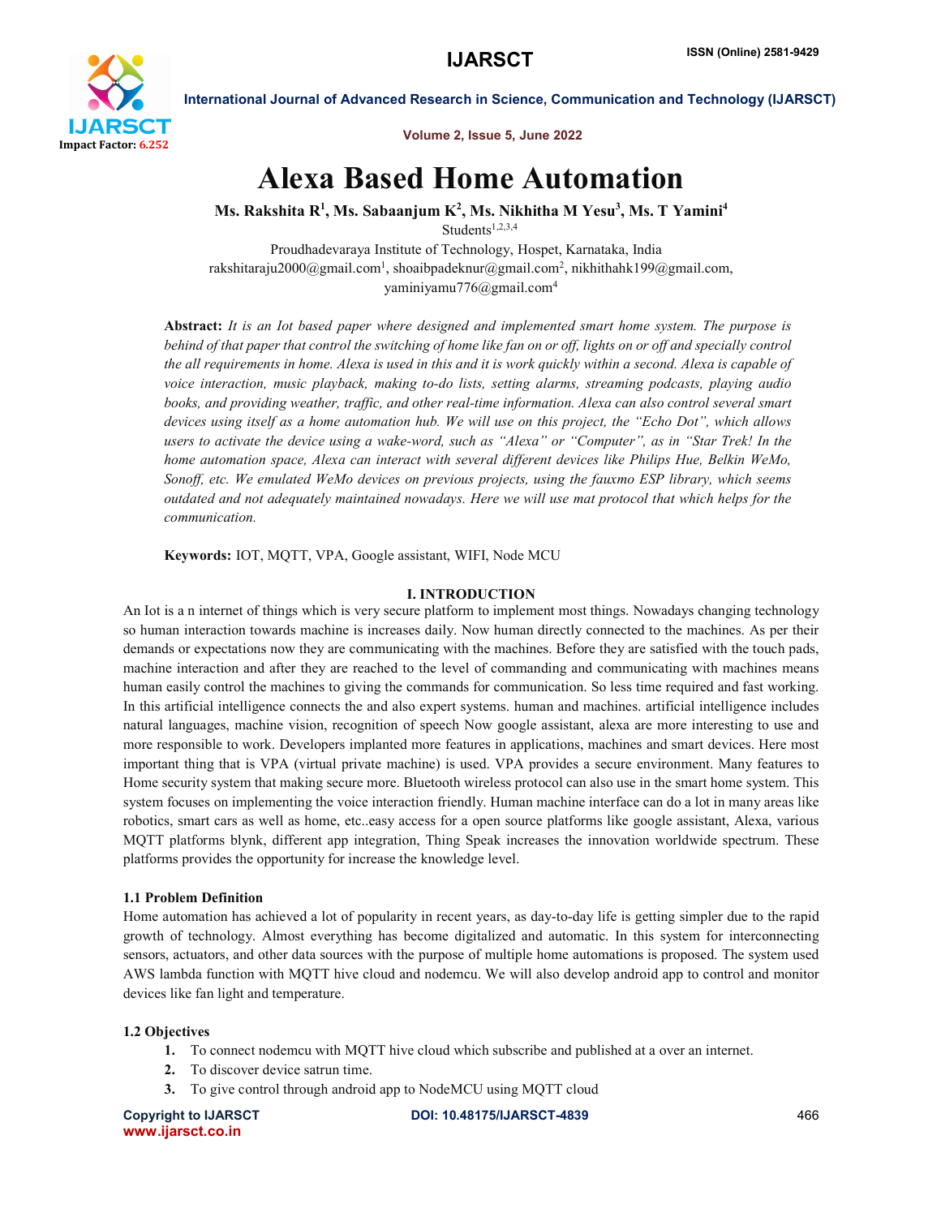# Alexa Based Home Automation

**Ms. Rakshita R[1], Ms. Sabaanjum K[2], Ms. Nikhitha M Yesu[3], Ms. T Yamini[4]**

Students[1,2,3,4]

Proudhadevaraya Institute of Technology, Hospet, Karnataka, India

rakshitaraju2000@gmail.com[1], shoaibpadeknur@gmail.com[2], nikhithahk199@gmail.com, yaminiyamu776@gmail.com[4]

**Abstract:** *It is an Iot based paper where designed and implemented smart home system. The purpose is behind of that paper that control the switching of home like fan on or off, lights on or off and specially control the all requirements in home. Alexa is used in this and it is work quickly within a second. Alexa is capable of voice interaction, music playback, making to-do lists, setting alarms, streaming podcasts, playing audio books, and providing weather, traffic, and other real-time information. Alexa can also control several smart devices using itself as a home automation hub. We will use on this project, the "Echo Dot", which allows users to activate the device using a wake-word, such as "Alexa" or "Computer", as in "Star Trek! In the home automation space, Alexa can interact with several different devices like Philips Hue, Belkin WeMo, Sonoff, etc. We emulated WeMo devices on previous projects, using the fauxmo ESP library, which seems outdated and not adequately maintained nowadays. Here we will use mat protocol that which helps for the communication.*

**Keywords:** IOT, MQTT, VPA, Google assistant, WIFI, Node MCU

## I. INTRODUCTION

An Iot is a n internet of things which is very secure platform to implement most things. Nowadays changing technology so human interaction towards machine is increases daily. Now human directly connected to the machines. As per their demands or expectations now they are communicating with the machines. Before they are satisfied with the touch pads, machine interaction and after they are reached to the level of commanding and communicating with machines means human easily control the machines to giving the commands for communication. So less time required and fast working. In this artificial intelligence connects the and also expert systems. human and machines. artificial intelligence includes natural languages, machine vision, recognition of speech Now google assistant, alexa are more interesting to use and more responsible to work. Developers implanted more features in applications, machines and smart devices. Here most important thing that is VPA (virtual private machine) is used. VPA provides a secure environment. Many features to Home security system that making secure more. Bluetooth wireless protocol can also use in the smart home system. This system focuses on implementing the voice interaction friendly. Human machine interface can do a lot in many areas like robotics, smart cars as well as home, etc..easy access for a open source platforms like google assistant, Alexa, various MQTT platforms blynk, different app integration, Thing Speak increases the innovation worldwide spectrum. These platforms provides the opportunity for increase the knowledge level.

### 1.1 Problem Definition

Home automation has achieved a lot of popularity in recent years, as day-to-day life is getting simpler due to the rapid growth of technology. Almost everything has become digitalized and automatic. In this system for interconnecting sensors, actuators, and other data sources with the purpose of multiple home automations is proposed. The system used AWS lambda function with MQTT hive cloud and nodemcu. We will also develop android app to control and monitor devices like fan light and temperature.

### 1.2 Objectives

1. To connect nodemcu with MQTT hive cloud which subscribe and published at a over an internet.
2. To discover device satrun time.
3. To give control through android app to NodeMCU using MQTT cloud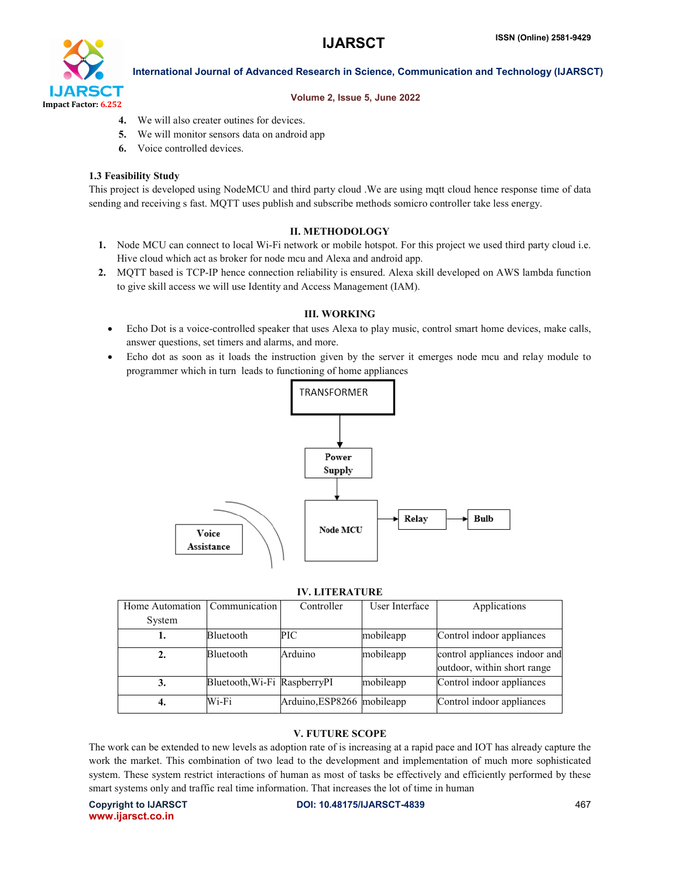4. We will also creater outines for devices.
5. We will monitor sensors data on android app
6. Voice controlled devices.

### 1.3 Feasibility Study

This project is developed using NodeMCU and third party cloud .We are using mqtt cloud hence response time of data sending and receiving s fast. MQTT uses publish and subscribe methods somicro controller take less energy.

## II. METHODOLOGY

1. Node MCU can connect to local Wi-Fi network or mobile hotspot. For this project we used third party cloud i.e. Hive cloud which act as broker for node mcu and Alexa and android app.
2. MQTT based is TCP-IP hence connection reliability is ensured. Alexa skill developed on AWS lambda function to give skill access we will use Identity and Access Management (IAM).

## III. WORKING

- Echo Dot is a voice-controlled speaker that uses Alexa to play music, control smart home devices, make calls, answer questions, set timers and alarms, and more.
- Echo dot as soon as it loads the instruction given by the server it emerges node mcu and relay module to programmer which in turn leads to functioning of home appliances

TRANSFORMER → Power Supply → Node MCU → Relay → Bulb

Voice Assistance

## IV. LITERATURE

| Home Automation System | Communication | Controller | User Interface | Applications |
|---|---|---|---|---|
| **1.** | Bluetooth | PIC | mobileapp | Control indoor appliances |
| **2.** | Bluetooth | Arduino | mobileapp | control appliances indoor and outdoor, within short range |
| **3.** | Bluetooth,Wi-Fi | RaspberryPI | mobileapp | Control indoor appliances |
| **4.** | Wi-Fi | Arduino,ESP8266 | mobileapp | Control indoor appliances |

## V. FUTURE SCOPE

The work can be extended to new levels as adoption rate of is increasing at a rapid pace and IOT has already capture the work the market. This combination of two lead to the development and implementation of much more sophisticated system. These system restrict interactions of human as most of tasks be effectively and efficiently performed by these smart systems only and traffic real time information. That increases the lot of time in human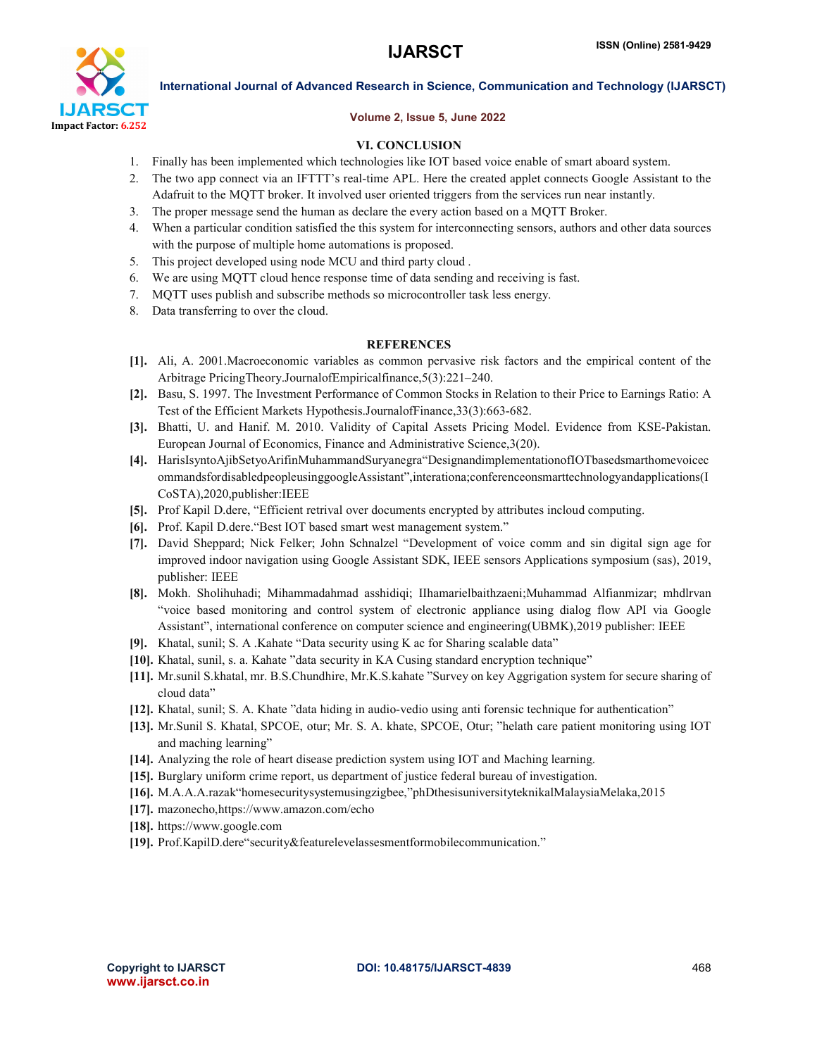## VI. CONCLUSION

1. Finally has been implemented which technologies like IOT based voice enable of smart aboard system.
2. The two app connect via an IFTTT's real-time APL. Here the created applet connects Google Assistant to the Adafruit to the MQTT broker. It involved user oriented triggers from the services run near instantly.
3. The proper message send the human as declare the every action based on a MQTT Broker.
4. When a particular condition satisfied the this system for interconnecting sensors, authors and other data sources with the purpose of multiple home automations is proposed.
5. This project developed using node MCU and third party cloud .
6. We are using MQTT cloud hence response time of data sending and receiving is fast.
7. MQTT uses publish and subscribe methods so microcontroller task less energy.
8. Data transferring to over the cloud.

## REFERENCES

**[1].** Ali, A. 2001.Macroeconomic variables as common pervasive risk factors and the empirical content of the Arbitrage PricingTheory.JournalofEmpiricalfinance,5(3):221–240.

**[2].** Basu, S. 1997. The Investment Performance of Common Stocks in Relation to their Price to Earnings Ratio: A Test of the Efficient Markets Hypothesis.JournalofFinance,33(3):663-682.

**[3].** Bhatti, U. and Hanif. M. 2010. Validity of Capital Assets Pricing Model. Evidence from KSE-Pakistan. European Journal of Economics, Finance and Administrative Science,3(20).

**[4].** HarisIsyntoAjibSetyoArifinMuhammandSuryanegra"DesignandimplementationofIOTbasedsmarthomevoicecommandsfordisabledpeopleusinggoogleAssistant",interationa;conferenceonsmarttechnologyandapplications(ICoSTA),2020,publisher:IEEE

**[5].** Prof Kapil D.dere, "Efficient retrival over documents encrypted by attributes incloud computing.

**[6].** Prof. Kapil D.dere."Best IOT based smart west management system."

**[7].** David Sheppard; Nick Felker; John Schnalzel "Development of voice comm and sin digital sign age for improved indoor navigation using Google Assistant SDK, IEEE sensors Applications symposium (sas), 2019, publisher: IEEE

**[8].** Mokh. Sholihuhadi; Mihammadahmad asshidiqi; IIhamarielbaithzaeni;Muhammad Alfianmizar; mhdlrvan "voice based monitoring and control system of electronic appliance using dialog flow API via Google Assistant", international conference on computer science and engineering(UBMK),2019 publisher: IEEE

**[9].** Khatal, sunil; S. A .Kahate "Data security using K ac for Sharing scalable data"

**[10].** Khatal, sunil, s. a. Kahate "data security in KA Cusing standard encryption technique"

**[11].** Mr.sunil S.khatal, mr. B.S.Chundhire, Mr.K.S.kahate "Survey on key Aggrigation system for secure sharing of cloud data"

**[12].** Khatal, sunil; S. A. Khate "data hiding in audio-vedio using anti forensic technique for authentication"

**[13].** Mr.Sunil S. Khatal, SPCOE, otur; Mr. S. A. khate, SPCOE, Otur; "helath care patient monitoring using IOT and maching learning"

**[14].** Analyzing the role of heart disease prediction system using IOT and Maching learning.

**[15].** Burglary uniform crime report, us department of justice federal bureau of investigation.

**[16].** M.A.A.A.razak"homesecuritysystemusingzigbee,"phDthesisuniversityteknikalMalaysiaMelaka,2015

**[17].** mazonecho,https://www.amazon.com/echo

**[18].** https://www.google.com

**[19].** Prof.KapilD.dere"security&featurelevelassesmentformobilecommunication."